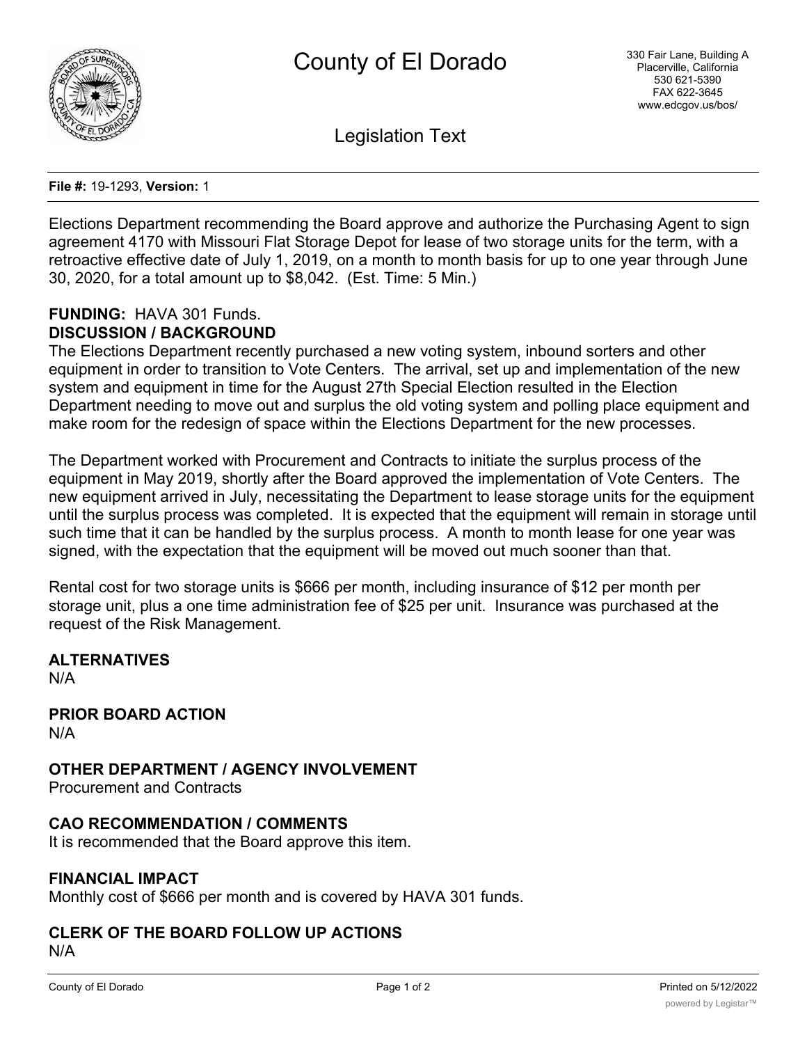# County of El Dorado

330 Fair Lane, Building A
Placerville, California
530 621-5390
FAX 622-3645
www.edcgov.us/bos/

## Legislation Text

**File #:** 19-1293, **Version:** 1

Elections Department recommending the Board approve and authorize the Purchasing Agent to sign agreement 4170 with Missouri Flat Storage Depot for lease of two storage units for the term, with a retroactive effective date of July 1, 2019, on a month to month basis for up to one year through June 30, 2020, for a total amount up to $8,042. (Est. Time: 5 Min.)

**FUNDING:** HAVA 301 Funds.

**DISCUSSION / BACKGROUND**

The Elections Department recently purchased a new voting system, inbound sorters and other equipment in order to transition to Vote Centers. The arrival, set up and implementation of the new system and equipment in time for the August 27th Special Election resulted in the Election Department needing to move out and surplus the old voting system and polling place equipment and make room for the redesign of space within the Elections Department for the new processes.

The Department worked with Procurement and Contracts to initiate the surplus process of the equipment in May 2019, shortly after the Board approved the implementation of Vote Centers. The new equipment arrived in July, necessitating the Department to lease storage units for the equipment until the surplus process was completed. It is expected that the equipment will remain in storage until such time that it can be handled by the surplus process. A month to month lease for one year was signed, with the expectation that the equipment will be moved out much sooner than that.

Rental cost for two storage units is $666 per month, including insurance of $12 per month per storage unit, plus a one time administration fee of $25 per unit. Insurance was purchased at the request of the Risk Management.

**ALTERNATIVES**

N/A

**PRIOR BOARD ACTION**

N/A

**OTHER DEPARTMENT / AGENCY INVOLVEMENT**

Procurement and Contracts

**CAO RECOMMENDATION / COMMENTS**

It is recommended that the Board approve this item.

**FINANCIAL IMPACT**

Monthly cost of $666 per month and is covered by HAVA 301 funds.

**CLERK OF THE BOARD FOLLOW UP ACTIONS**

N/A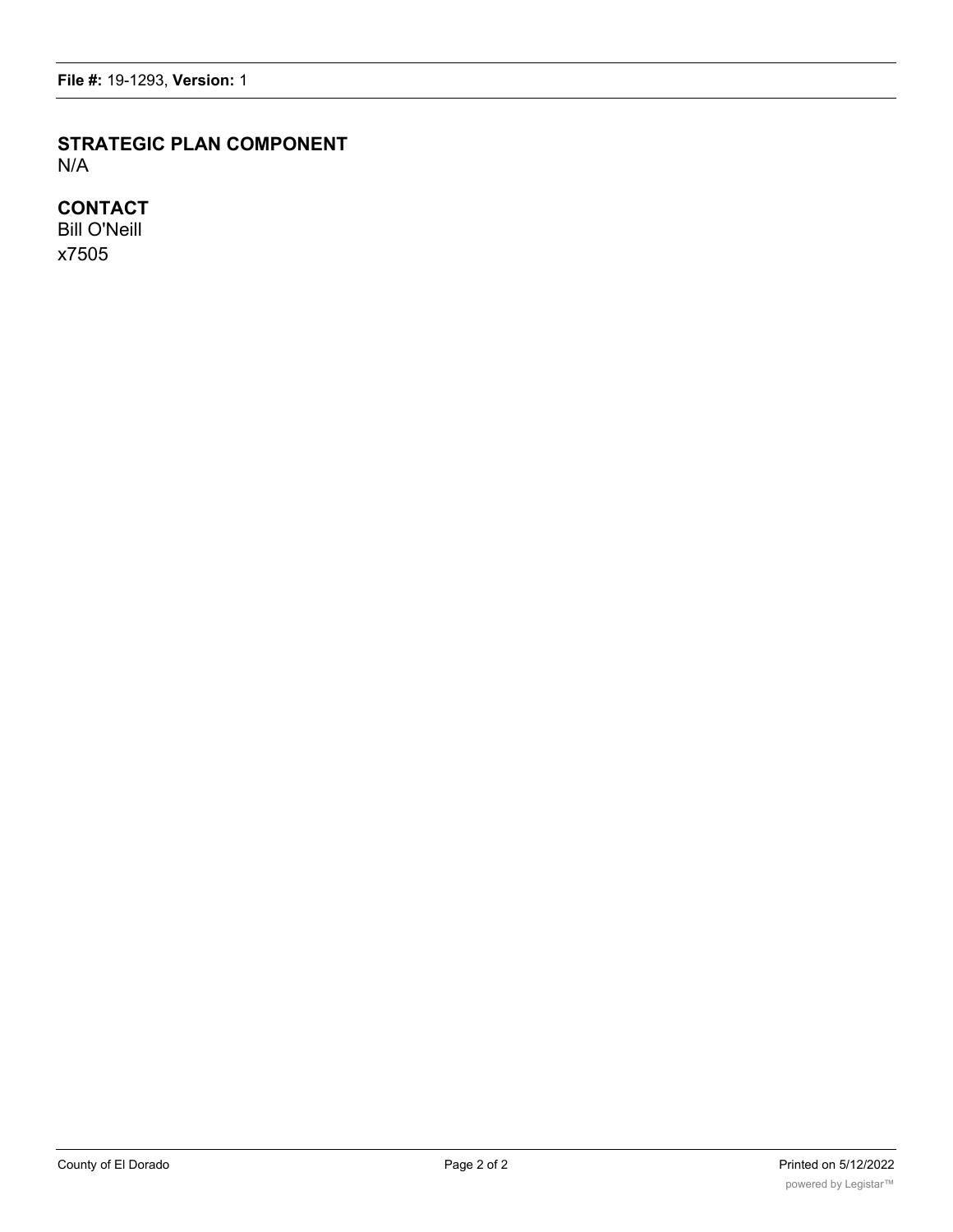## STRATEGIC PLAN COMPONENT

N/A

## CONTACT

Bill O'Neill

x7505